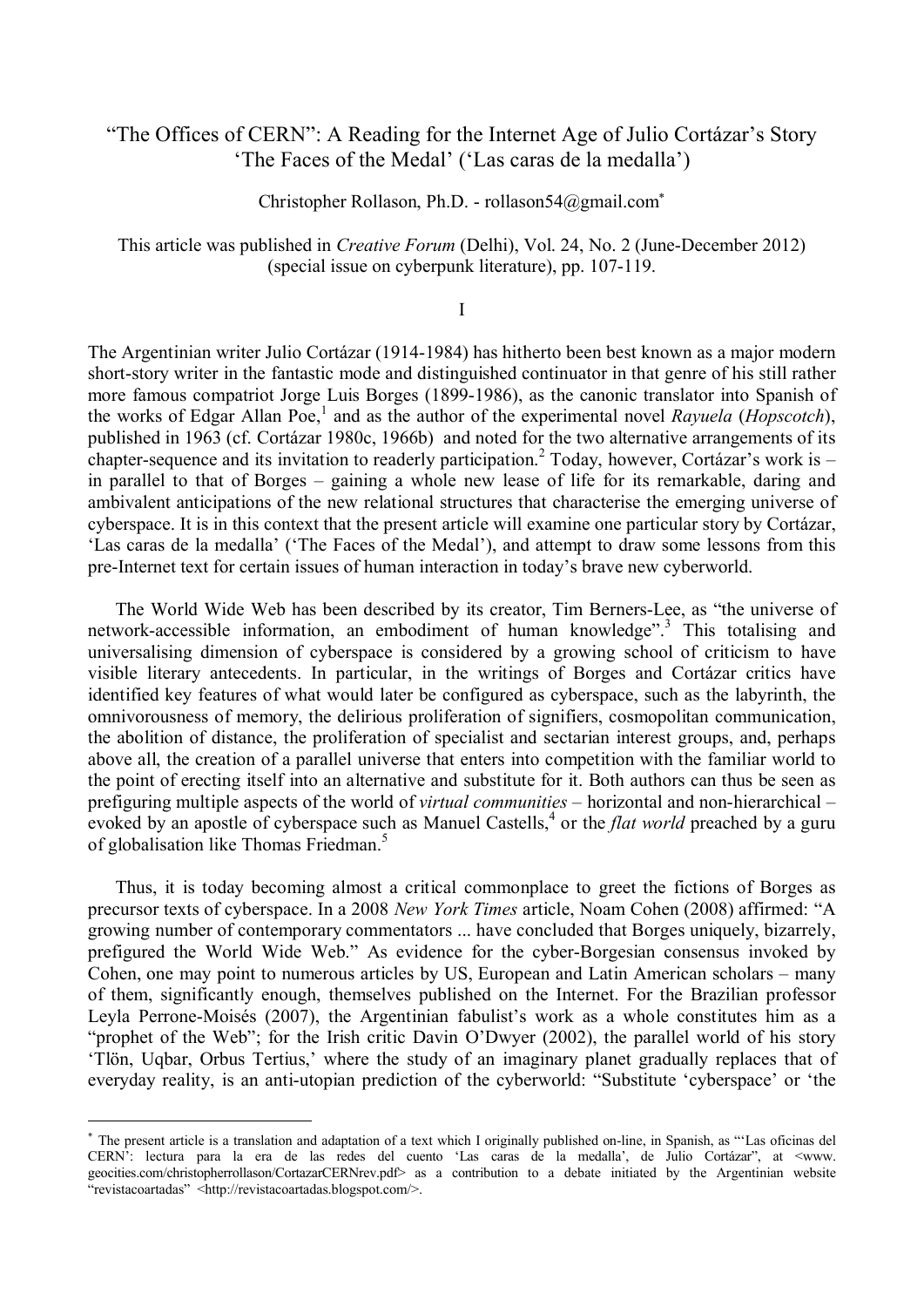# "The Offices of CERN": A Reading for the Internet Age of Julio Cortázar's Story 'The Faces of the Medal' ('Las caras de la medalla')

Christopher Rollason, Ph.D. - rollason54@gmail.com*

This article was published in *Creative Forum* (Delhi), Vol. 24, No. 2 (June-December 2012) (special issue on cyberpunk literature), pp. 107-119.

## I

The Argentinian writer Julio Cortázar (1914-1984) has hitherto been best known as a major modern short-story writer in the fantastic mode and distinguished continuator in that genre of his still rather more famous compatriot Jorge Luis Borges (1899-1986), as the canonic translator into Spanish of the works of Edgar Allan Poe,[1] and as the author of the experimental novel *Rayuela* (*Hopscotch*), published in 1963 (cf. Cortázar 1980c, 1966b) and noted for the two alternative arrangements of its chapter-sequence and its invitation to readerly participation.[2] Today, however, Cortázar's work is – in parallel to that of Borges – gaining a whole new lease of life for its remarkable, daring and ambivalent anticipations of the new relational structures that characterise the emerging universe of cyberspace. It is in this context that the present article will examine one particular story by Cortázar, 'Las caras de la medalla' ('The Faces of the Medal'), and attempt to draw some lessons from this pre-Internet text for certain issues of human interaction in today's brave new cyberworld.

The World Wide Web has been described by its creator, Tim Berners-Lee, as "the universe of network-accessible information, an embodiment of human knowledge".[3] This totalising and universalising dimension of cyberspace is considered by a growing school of criticism to have visible literary antecedents. In particular, in the writings of Borges and Cortázar critics have identified key features of what would later be configured as cyberspace, such as the labyrinth, the omnivorousness of memory, the delirious proliferation of signifiers, cosmopolitan communication, the abolition of distance, the proliferation of specialist and sectarian interest groups, and, perhaps above all, the creation of a parallel universe that enters into competition with the familiar world to the point of erecting itself into an alternative and substitute for it. Both authors can thus be seen as prefiguring multiple aspects of the world of *virtual communities* – horizontal and non-hierarchical – evoked by an apostle of cyberspace such as Manuel Castells,[4] or the *flat world* preached by a guru of globalisation like Thomas Friedman.[5]

Thus, it is today becoming almost a critical commonplace to greet the fictions of Borges as precursor texts of cyberspace. In a 2008 *New York Times* article, Noam Cohen (2008) affirmed: "A growing number of contemporary commentators ... have concluded that Borges uniquely, bizarrely, prefigured the World Wide Web." As evidence for the cyber-Borgesian consensus invoked by Cohen, one may point to numerous articles by US, European and Latin American scholars – many of them, significantly enough, themselves published on the Internet. For the Brazilian professor Leyla Perrone-Moisés (2007), the Argentinian fabulist's work as a whole constitutes him as a "prophet of the Web"; for the Irish critic Davin O'Dwyer (2002), the parallel world of his story 'Tlön, Uqbar, Orbus Tertius,' where the study of an imaginary planet gradually replaces that of everyday reality, is an anti-utopian prediction of the cyberworld: "Substitute 'cyberspace' or 'the

---

* The present article is a translation and adaptation of a text which I originally published on-line, in Spanish, as "'Las oficinas del CERN': lectura para la era de las redes del cuento 'Las caras de la medalla', de Julio Cortázar", at <www.geocities.com/christopherrollason/CortazarCERNrev.pdf> as a contribution to a debate initiated by the Argentinian website "revistacoartadas" <http://revistacoartadas.blogspot.com/>.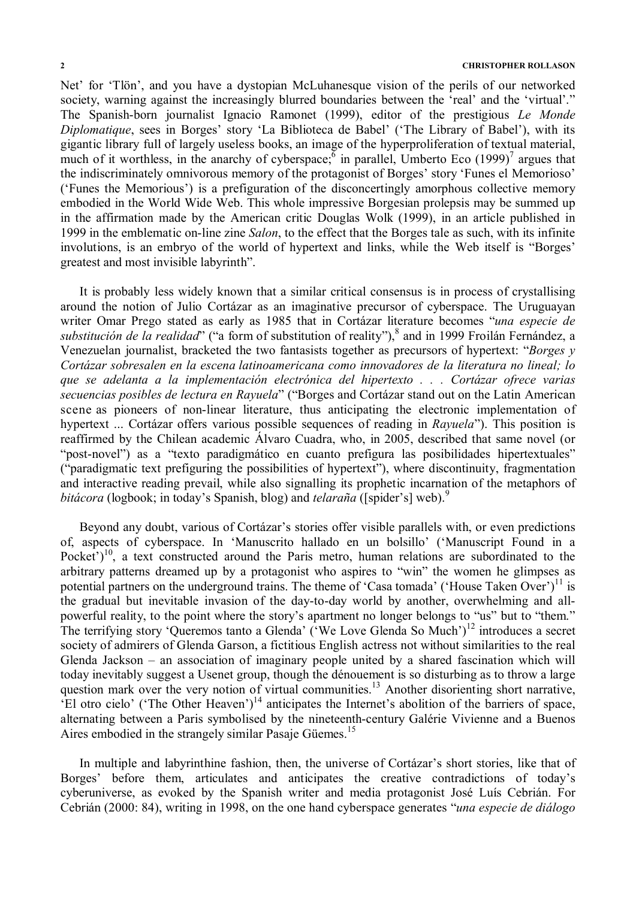Net' for 'Tlön', and you have a dystopian McLuhanesque vision of the perils of our networked society, warning against the increasingly blurred boundaries between the 'real' and the 'virtual'." The Spanish-born journalist Ignacio Ramonet (1999), editor of the prestigious *Le Monde Diplomatique*, sees in Borges' story 'La Biblioteca de Babel' ('The Library of Babel'), with its gigantic library full of largely useless books, an image of the hyperproliferation of textual material, much of it worthless, in the anarchy of cyberspace;[6] in parallel, Umberto Eco (1999)[7] argues that the indiscriminately omnivorous memory of the protagonist of Borges' story 'Funes el Memorioso' ('Funes the Memorious') is a prefiguration of the disconcertingly amorphous collective memory embodied in the World Wide Web. This whole impressive Borgesian prolepsis may be summed up in the affirmation made by the American critic Douglas Wolk (1999), in an article published in 1999 in the emblematic on-line zine *Salon*, to the effect that the Borges tale as such, with its infinite involutions, is an embryo of the world of hypertext and links, while the Web itself is "Borges' greatest and most invisible labyrinth".

It is probably less widely known that a similar critical consensus is in process of crystallising around the notion of Julio Cortázar as an imaginative precursor of cyberspace. The Uruguayan writer Omar Prego stated as early as 1985 that in Cortázar literature becomes "*una especie de substitución de la realidad*" ("a form of substitution of reality"),[8] and in 1999 Froilán Fernández, a Venezuelan journalist, bracketed the two fantasists together as precursors of hypertext: "*Borges y Cortázar sobresalen en la escena latinoamericana como innovadores de la literatura no lineal; lo que se adelanta a la implementación electrónica del hipertexto . . . Cortázar ofrece varias secuencias posibles de lectura en Rayuela*" ("Borges and Cortázar stand out on the Latin American scene as pioneers of non-linear literature, thus anticipating the electronic implementation of hypertext ... Cortázar offers various possible sequences of reading in *Rayuela*"). This position is reaffirmed by the Chilean academic Álvaro Cuadra, who, in 2005, described that same novel (or "post-novel") as a "texto paradigmático en cuanto prefigura las posibilidades hipertextuales" ("paradigmatic text prefiguring the possibilities of hypertext"), where discontinuity, fragmentation and interactive reading prevail, while also signalling its prophetic incarnation of the metaphors of *bitácora* (logbook; in today's Spanish, blog) and *telaraña* ([spider's] web).[9]

Beyond any doubt, various of Cortázar's stories offer visible parallels with, or even predictions of, aspects of cyberspace. In 'Manuscrito hallado en un bolsillo' ('Manuscript Found in a Pocket')[10], a text constructed around the Paris metro, human relations are subordinated to the arbitrary patterns dreamed up by a protagonist who aspires to "win" the women he glimpses as potential partners on the underground trains. The theme of 'Casa tomada' ('House Taken Over')[11] is the gradual but inevitable invasion of the day-to-day world by another, overwhelming and all-powerful reality, to the point where the story's apartment no longer belongs to "us" but to "them." The terrifying story 'Queremos tanto a Glenda' ('We Love Glenda So Much')[12] introduces a secret society of admirers of Glenda Garson, a fictitious English actress not without similarities to the real Glenda Jackson – an association of imaginary people united by a shared fascination which will today inevitably suggest a Usenet group, though the dénouement is so disturbing as to throw a large question mark over the very notion of virtual communities.[13] Another disorienting short narrative, 'El otro cielo' ('The Other Heaven')[14] anticipates the Internet's abolition of the barriers of space, alternating between a Paris symbolised by the nineteenth-century Galérie Vivienne and a Buenos Aires embodied in the strangely similar Pasaje Güemes.[15]

In multiple and labyrinthine fashion, then, the universe of Cortázar's short stories, like that of Borges' before them, articulates and anticipates the creative contradictions of today's cyberuniverse, as evoked by the Spanish writer and media protagonist José Luís Cebrián. For Cebrián (2000: 84), writing in 1998, on the one hand cyberspace generates "*una especie de diálogo*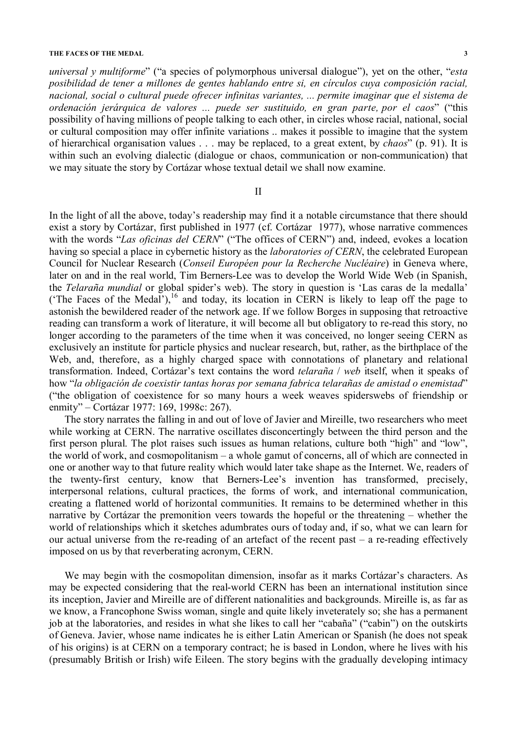*universal y multiforme*" ("a species of polymorphous universal dialogue"), yet on the other, "*esta posibilidad de tener a millones de gentes hablando entre si, en círculos cuya composición racial, nacional, social o cultural puede ofrecer infinitas variantes, ... permite imaginar que el sistema de ordenación jerárquica de valores ... puede ser sustituido, en gran parte, por el caos*" ("this possibility of having millions of people talking to each other, in circles whose racial, national, social or cultural composition may offer infinite variations .. makes it possible to imagine that the system of hierarchical organisation values . . . may be replaced, to a great extent, by *chaos*" (p. 91). It is within such an evolving dialectic (dialogue or chaos, communication or non-communication) that we may situate the story by Cortázar whose textual detail we shall now examine.

## II

In the light of all the above, today's readership may find it a notable circumstance that there should exist a story by Cortázar, first published in 1977 (cf. Cortázar 1977), whose narrative commences with the words "*Las oficinas del CERN*" ("The offices of CERN") and, indeed, evokes a location having so special a place in cybernetic history as the *laboratories of CERN*, the celebrated European Council for Nuclear Research (*Conseil Européen pour la Recherche Nucléaire*) in Geneva where, later on and in the real world, Tim Berners-Lee was to develop the World Wide Web (in Spanish, the *Telaraña mundial* or global spider's web). The story in question is 'Las caras de la medalla' ('The Faces of the Medal'),[16] and today, its location in CERN is likely to leap off the page to astonish the bewildered reader of the network age. If we follow Borges in supposing that retroactive reading can transform a work of literature, it will become all but obligatory to re-read this story, no longer according to the parameters of the time when it was conceived, no longer seeing CERN as exclusively an institute for particle physics and nuclear research, but, rather, as the birthplace of the Web, and, therefore, as a highly charged space with connotations of planetary and relational transformation. Indeed, Cortázar's text contains the word *telaraña* / *web* itself, when it speaks of how "*la obligación de coexistir tantas horas por semana fabrica telarañas de amistad o enemistad*" ("the obligation of coexistence for so many hours a week weaves spiderswebs of friendship or enmity" – Cortázar 1977: 169, 1998c: 267).

The story narrates the falling in and out of love of Javier and Mireille, two researchers who meet while working at CERN. The narrative oscillates disconcertingly between the third person and the first person plural. The plot raises such issues as human relations, culture both "high" and "low", the world of work, and cosmopolitanism – a whole gamut of concerns, all of which are connected in one or another way to that future reality which would later take shape as the Internet. We, readers of the twenty-first century, know that Berners-Lee's invention has transformed, precisely, interpersonal relations, cultural practices, the forms of work, and international communication, creating a flattened world of horizontal communities. It remains to be determined whether in this narrative by Cortázar the premonition veers towards the hopeful or the threatening – whether the world of relationships which it sketches adumbrates ours of today and, if so, what we can learn for our actual universe from the re-reading of an artefact of the recent past – a re-reading effectively imposed on us by that reverberating acronym, CERN.

We may begin with the cosmopolitan dimension, insofar as it marks Cortázar's characters. As may be expected considering that the real-world CERN has been an international institution since its inception, Javier and Mireille are of different nationalities and backgrounds. Mireille is, as far as we know, a Francophone Swiss woman, single and quite likely inveterately so; she has a permanent job at the laboratories, and resides in what she likes to call her "cabaña" ("cabin") on the outskirts of Geneva. Javier, whose name indicates he is either Latin American or Spanish (he does not speak of his origins) is at CERN on a temporary contract; he is based in London, where he lives with his (presumably British or Irish) wife Eileen. The story begins with the gradually developing intimacy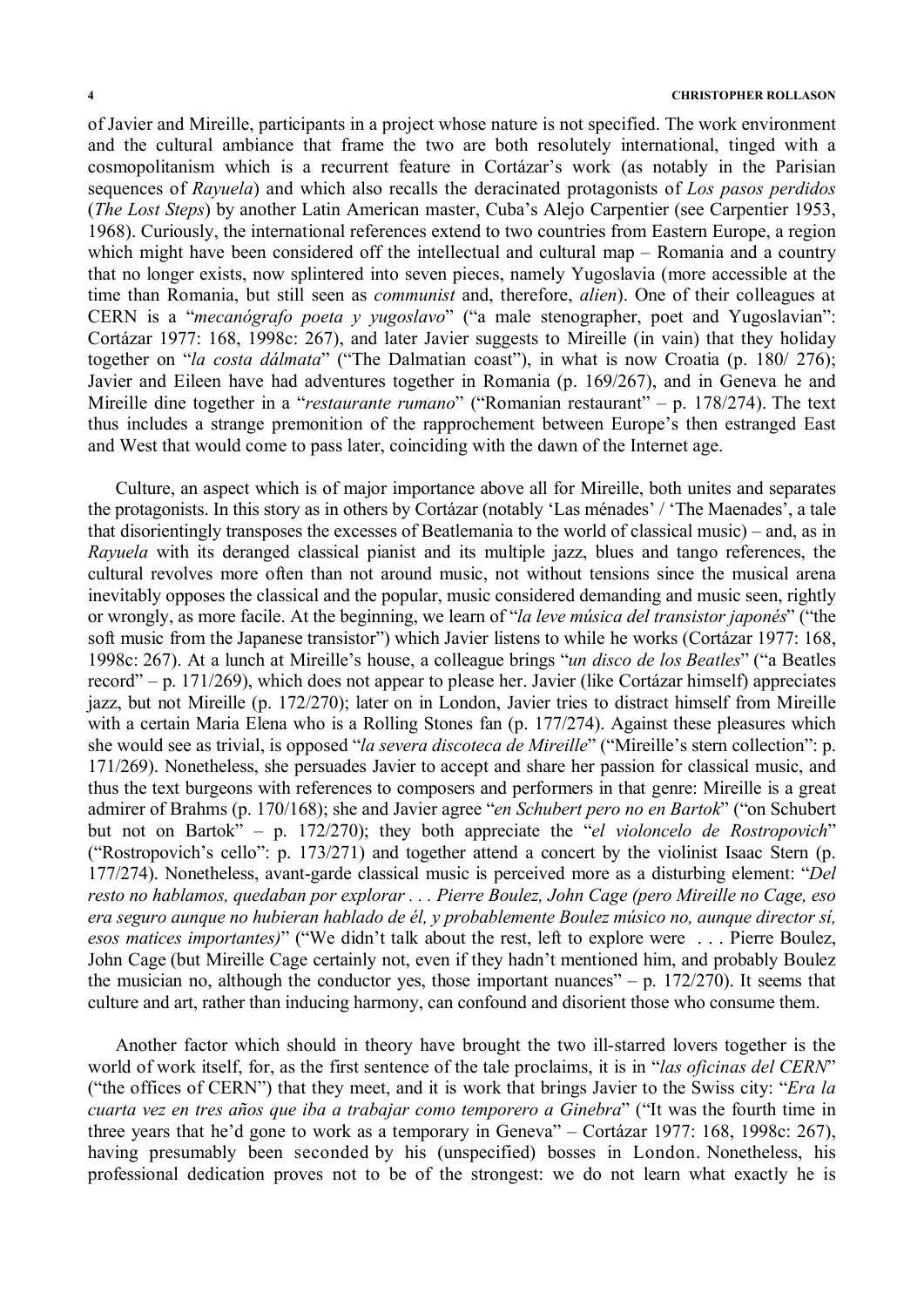of Javier and Mireille, participants in a project whose nature is not specified. The work environment and the cultural ambiance that frame the two are both resolutely international, tinged with a cosmopolitanism which is a recurrent feature in Cortázar's work (as notably in the Parisian sequences of *Rayuela*) and which also recalls the deracinated protagonists of *Los pasos perdidos* (*The Lost Steps*) by another Latin American master, Cuba's Alejo Carpentier (see Carpentier 1953, 1968). Curiously, the international references extend to two countries from Eastern Europe, a region which might have been considered off the intellectual and cultural map – Romania and a country that no longer exists, now splintered into seven pieces, namely Yugoslavia (more accessible at the time than Romania, but still seen as *communist* and, therefore, *alien*). One of their colleagues at CERN is a "*mecanógrafo poeta y yugoslavo*" ("a male stenographer, poet and Yugoslavian": Cortázar 1977: 168, 1998c: 267), and later Javier suggests to Mireille (in vain) that they holiday together on "*la costa dálmata*" ("The Dalmatian coast"), in what is now Croatia (p. 180/ 276); Javier and Eileen have had adventures together in Romania (p. 169/267), and in Geneva he and Mireille dine together in a "*restaurante rumano*" ("Romanian restaurant" – p. 178/274). The text thus includes a strange premonition of the rapprochement between Europe's then estranged East and West that would come to pass later, coinciding with the dawn of the Internet age.

Culture, an aspect which is of major importance above all for Mireille, both unites and separates the protagonists. In this story as in others by Cortázar (notably 'Las ménades' / 'The Maenades', a tale that disorientingly transposes the excesses of Beatlemania to the world of classical music) – and, as in *Rayuela* with its deranged classical pianist and its multiple jazz, blues and tango references, the cultural revolves more often than not around music, not without tensions since the musical arena inevitably opposes the classical and the popular, music considered demanding and music seen, rightly or wrongly, as more facile. At the beginning, we learn of "*la leve música del transistor japonés*" ("the soft music from the Japanese transistor") which Javier listens to while he works (Cortázar 1977: 168, 1998c: 267). At a lunch at Mireille's house, a colleague brings "*un disco de los Beatles*" ("a Beatles record" – p. 171/269), which does not appear to please her. Javier (like Cortázar himself) appreciates jazz, but not Mireille (p. 172/270); later on in London, Javier tries to distract himself from Mireille with a certain Maria Elena who is a Rolling Stones fan (p. 177/274). Against these pleasures which she would see as trivial, is opposed "*la severa discoteca de Mireille*" ("Mireille's stern collection": p. 171/269). Nonetheless, she persuades Javier to accept and share her passion for classical music, and thus the text burgeons with references to composers and performers in that genre: Mireille is a great admirer of Brahms (p. 170/168); she and Javier agree "*en Schubert pero no en Bartok*" ("on Schubert but not on Bartok" – p. 172/270); they both appreciate the "*el violoncelo de Rostropovich*" ("Rostropovich's cello": p. 173/271) and together attend a concert by the violinist Isaac Stern (p. 177/274). Nonetheless, avant-garde classical music is perceived more as a disturbing element: "*Del resto no hablamos, quedaban por explorar . . . Pierre Boulez, John Cage (pero Mireille no Cage, eso era seguro aunque no hubieran hablado de él, y probablemente Boulez músico no, aunque director sí, esos matices importantes)*" ("We didn't talk about the rest, left to explore were . . . Pierre Boulez, John Cage (but Mireille Cage certainly not, even if they hadn't mentioned him, and probably Boulez the musician no, although the conductor yes, those important nuances" – p. 172/270). It seems that culture and art, rather than inducing harmony, can confound and disorient those who consume them.

Another factor which should in theory have brought the two ill-starred lovers together is the world of work itself, for, as the first sentence of the tale proclaims, it is in "*las oficinas del CERN*" ("the offices of CERN") that they meet, and it is work that brings Javier to the Swiss city: "*Era la cuarta vez en tres años que iba a trabajar como temporero a Ginebra*" ("It was the fourth time in three years that he'd gone to work as a temporary in Geneva" – Cortázar 1977: 168, 1998c: 267), having presumably been seconded by his (unspecified) bosses in London. Nonetheless, his professional dedication proves not to be of the strongest: we do not learn what exactly he is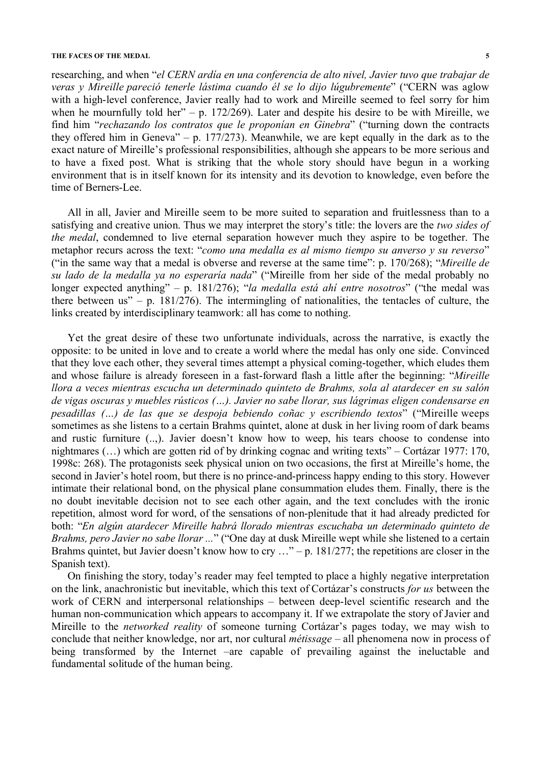researching, and when "*el CERN ardía en una conferencia de alto nivel, Javier tuvo que trabajar de veras y Mireille pareció tenerle lástima cuando él se lo dijo lúgubremente*" ("CERN was aglow with a high-level conference, Javier really had to work and Mireille seemed to feel sorry for him when he mournfully told her" – p. 172/269). Later and despite his desire to be with Mireille, we find him "*rechazando los contratos que le proponían en Ginebra*" ("turning down the contracts they offered him in Geneva" – p. 177/273). Meanwhile, we are kept equally in the dark as to the exact nature of Mireille's professional responsibilities, although she appears to be more serious and to have a fixed post. What is striking that the whole story should have begun in a working environment that is in itself known for its intensity and its devotion to knowledge, even before the time of Berners-Lee.

All in all, Javier and Mireille seem to be more suited to separation and fruitlessness than to a satisfying and creative union. Thus we may interpret the story's title: the lovers are the *two sides of the medal*, condemned to live eternal separation however much they aspire to be together. The metaphor recurs across the text: "*como una medalla es al mismo tiempo su anverso y su reverso*" ("in the same way that a medal is obverse and reverse at the same time": p. 170/268); "*Mireille de su lado de la medalla ya no esperaría nada*" ("Mireille from her side of the medal probably no longer expected anything" – p. 181/276); "*la medalla está ahí entre nosotros*" ("the medal was there between us" – p. 181/276). The intermingling of nationalities, the tentacles of culture, the links created by interdisciplinary teamwork: all has come to nothing.

Yet the great desire of these two unfortunate individuals, across the narrative, is exactly the opposite: to be united in love and to create a world where the medal has only one side. Convinced that they love each other, they several times attempt a physical coming-together, which eludes them and whose failure is already foreseen in a fast-forward flash a little after the beginning: "*Mireille llora a veces mientras escucha un determinado quinteto de Brahms, sola al atardecer en su salón de vigas oscuras y muebles rústicos (…). Javier no sabe llorar, sus lágrimas eligen condensarse en pesadillas (…) de las que se despoja bebiendo coñac y escribiendo textos*" ("Mireille weeps sometimes as she listens to a certain Brahms quintet, alone at dusk in her living room of dark beams and rustic furniture (..,). Javier doesn't know how to weep, his tears choose to condense into nightmares (…) which are gotten rid of by drinking cognac and writing texts" – Cortázar 1977: 170, 1998c: 268). The protagonists seek physical union on two occasions, the first at Mireille's home, the second in Javier's hotel room, but there is no prince-and-princess happy ending to this story. However intimate their relational bond, on the physical plane consummation eludes them. Finally, there is the no doubt inevitable decision not to see each other again, and the text concludes with the ironic repetition, almost word for word, of the sensations of non-plenitude that it had already predicted for both: "*En algún atardecer Mireille habrá llorado mientras escuchaba un determinado quinteto de Brahms, pero Javier no sabe llorar ...*" ("One day at dusk Mireille wept while she listened to a certain Brahms quintet, but Javier doesn't know how to cry …" – p. 181/277; the repetitions are closer in the Spanish text).

On finishing the story, today's reader may feel tempted to place a highly negative interpretation on the link, anachronistic but inevitable, which this text of Cortázar's constructs *for us* between the work of CERN and interpersonal relationships – between deep-level scientific research and the human non-communication which appears to accompany it. If we extrapolate the story of Javier and Mireille to the *networked reality* of someone turning Cortázar's pages today, we may wish to conclude that neither knowledge, nor art, nor cultural *métissage* – all phenomena now in process of being transformed by the Internet –are capable of prevailing against the ineluctable and fundamental solitude of the human being.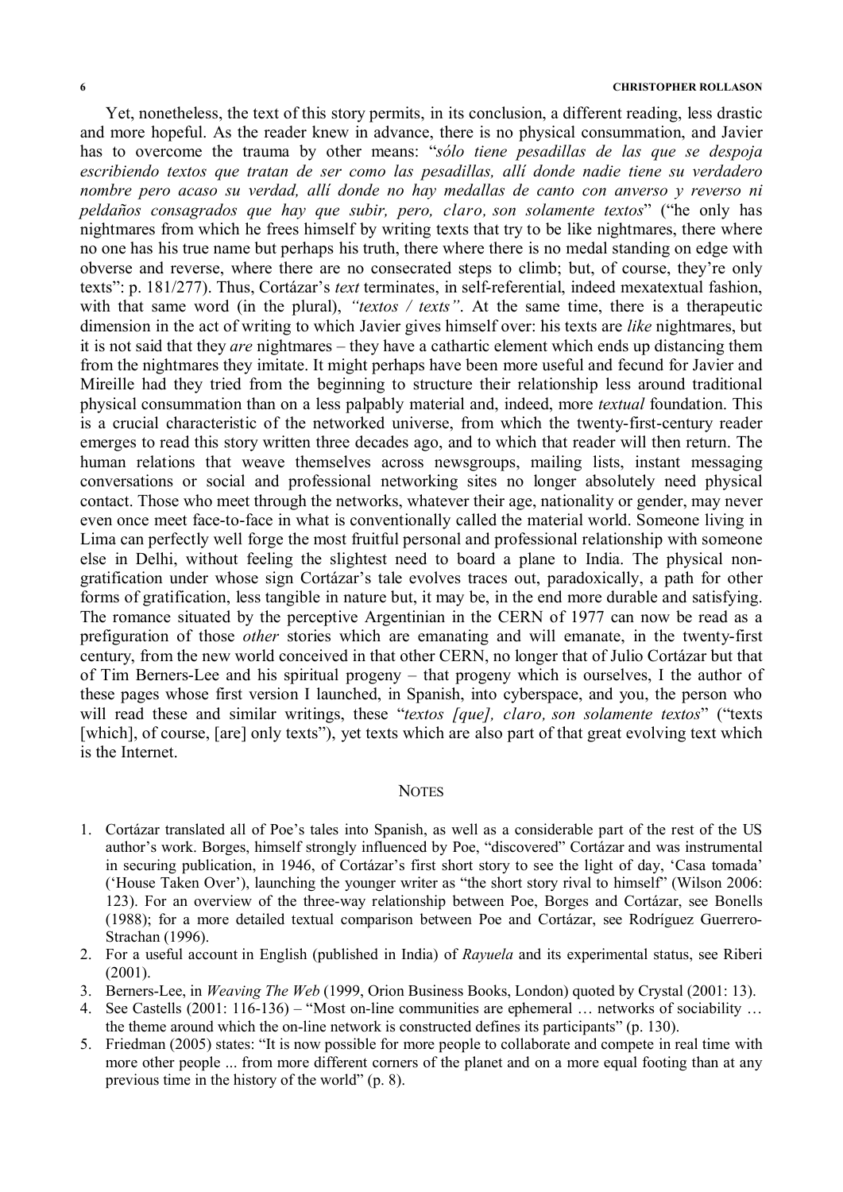Yet, nonetheless, the text of this story permits, in its conclusion, a different reading, less drastic and more hopeful. As the reader knew in advance, there is no physical consummation, and Javier has to overcome the trauma by other means: "*sólo tiene pesadillas de las que se despoja escribiendo textos que tratan de ser como las pesadillas, allí donde nadie tiene su verdadero nombre pero acaso su verdad, allí donde no hay medallas de canto con anverso y reverso ni peldaños consagrados que hay que subir, pero, claro, son solamente textos*" ("he only has nightmares from which he frees himself by writing texts that try to be like nightmares, there where no one has his true name but perhaps his truth, there where there is no medal standing on edge with obverse and reverse, where there are no consecrated steps to climb; but, of course, they're only texts": p. 181/277). Thus, Cortázar's *text* terminates, in self-referential, indeed mexatextual fashion, with that same word (in the plural), *"textos / texts"*. At the same time, there is a therapeutic dimension in the act of writing to which Javier gives himself over: his texts are *like* nightmares, but it is not said that they *are* nightmares – they have a cathartic element which ends up distancing them from the nightmares they imitate. It might perhaps have been more useful and fecund for Javier and Mireille had they tried from the beginning to structure their relationship less around traditional physical consummation than on a less palpably material and, indeed, more *textual* foundation. This is a crucial characteristic of the networked universe, from which the twenty-first-century reader emerges to read this story written three decades ago, and to which that reader will then return. The human relations that weave themselves across newsgroups, mailing lists, instant messaging conversations or social and professional networking sites no longer absolutely need physical contact. Those who meet through the networks, whatever their age, nationality or gender, may never even once meet face-to-face in what is conventionally called the material world. Someone living in Lima can perfectly well forge the most fruitful personal and professional relationship with someone else in Delhi, without feeling the slightest need to board a plane to India. The physical non-gratification under whose sign Cortázar's tale evolves traces out, paradoxically, a path for other forms of gratification, less tangible in nature but, it may be, in the end more durable and satisfying. The romance situated by the perceptive Argentinian in the CERN of 1977 can now be read as a prefiguration of those *other* stories which are emanating and will emanate, in the twenty-first century, from the new world conceived in that other CERN, no longer that of Julio Cortázar but that of Tim Berners-Lee and his spiritual progeny – that progeny which is ourselves, I the author of these pages whose first version I launched, in Spanish, into cyberspace, and you, the person who will read these and similar writings, these "*textos [que], claro, son solamente textos*" ("texts [which], of course, [are] only texts"), yet texts which are also part of that great evolving text which is the Internet.

## NOTES

1. Cortázar translated all of Poe's tales into Spanish, as well as a considerable part of the rest of the US author's work. Borges, himself strongly influenced by Poe, "discovered" Cortázar and was instrumental in securing publication, in 1946, of Cortázar's first short story to see the light of day, 'Casa tomada' ('House Taken Over'), launching the younger writer as "the short story rival to himself" (Wilson 2006: 123). For an overview of the three-way relationship between Poe, Borges and Cortázar, see Bonells (1988); for a more detailed textual comparison between Poe and Cortázar, see Rodríguez Guerrero-Strachan (1996).
2. For a useful account in English (published in India) of *Rayuela* and its experimental status, see Riberi (2001).
3. Berners-Lee, in *Weaving The Web* (1999, Orion Business Books, London) quoted by Crystal (2001: 13).
4. See Castells (2001: 116-136) – "Most on-line communities are ephemeral … networks of sociability … the theme around which the on-line network is constructed defines its participants" (p. 130).
5. Friedman (2005) states: "It is now possible for more people to collaborate and compete in real time with more other people ... from more different corners of the planet and on a more equal footing than at any previous time in the history of the world" (p. 8).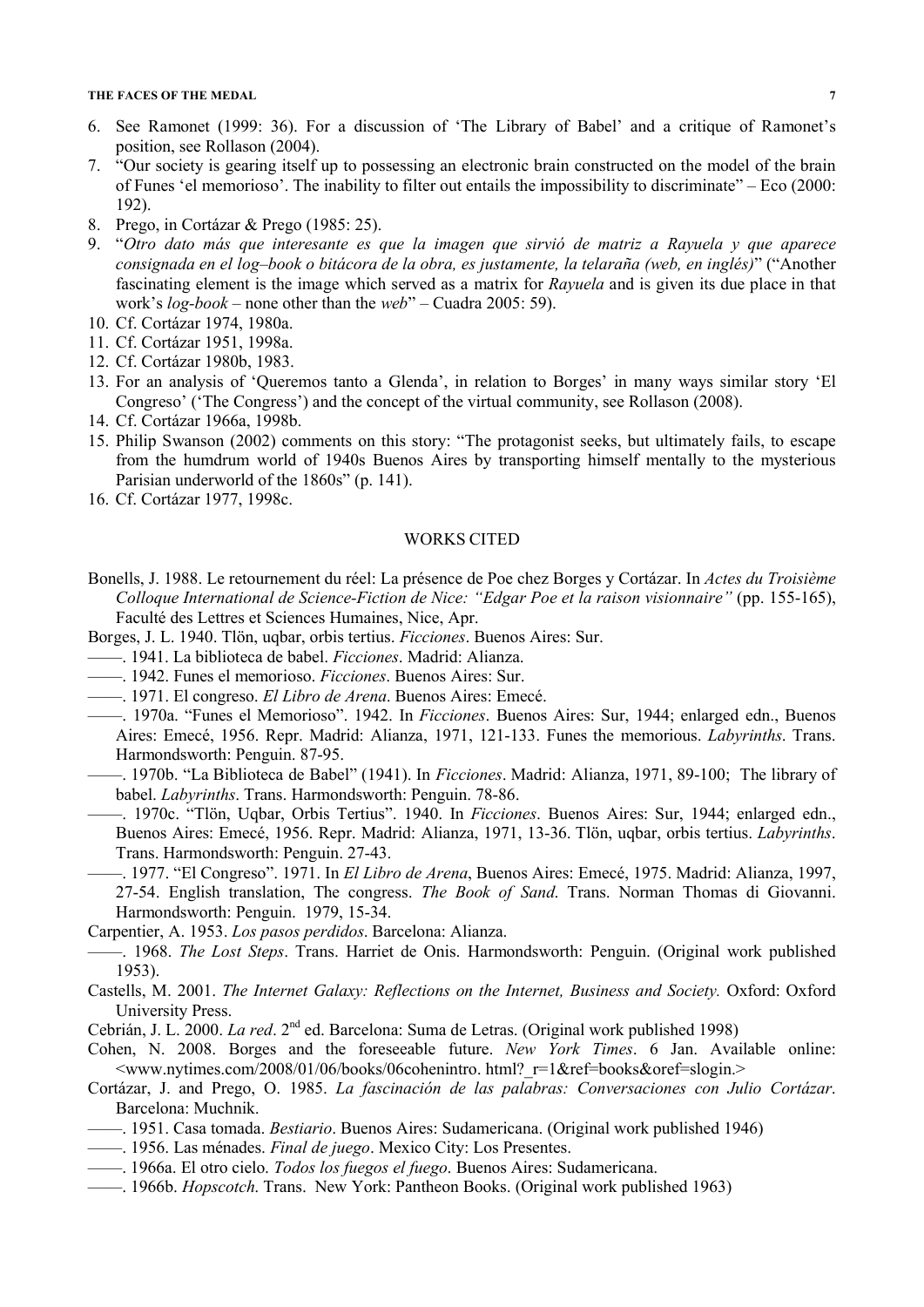6. See Ramonet (1999: 36). For a discussion of 'The Library of Babel' and a critique of Ramonet's position, see Rollason (2004).
7. "Our society is gearing itself up to possessing an electronic brain constructed on the model of the brain of Funes 'el memorioso'. The inability to filter out entails the impossibility to discriminate" – Eco (2000: 192).
8. Prego, in Cortázar & Prego (1985: 25).
9. "*Otro dato más que interesante es que la imagen que sirvió de matriz a Rayuela y que aparece consignada en el log–book o bitácora de la obra, es justamente, la telaraña (web, en inglés)*" ("Another fascinating element is the image which served as a matrix for *Rayuela* and is given its due place in that work's *log-book* – none other than the *web*" – Cuadra 2005: 59).
10. Cf. Cortázar 1974, 1980a.
11. Cf. Cortázar 1951, 1998a.
12. Cf. Cortázar 1980b, 1983.
13. For an analysis of 'Queremos tanto a Glenda', in relation to Borges' in many ways similar story 'El Congreso' ('The Congress') and the concept of the virtual community, see Rollason (2008).
14. Cf. Cortázar 1966a, 1998b.
15. Philip Swanson (2002) comments on this story: "The protagonist seeks, but ultimately fails, to escape from the humdrum world of 1940s Buenos Aires by transporting himself mentally to the mysterious Parisian underworld of the 1860s" (p. 141).
16. Cf. Cortázar 1977, 1998c.

## WORKS CITED

Bonells, J. 1988. Le retournement du réel: La présence de Poe chez Borges y Cortázar. In *Actes du Troisième Colloque International de Science-Fiction de Nice: "Edgar Poe et la raison visionnaire"* (pp. 155-165), Faculté des Lettres et Sciences Humaines, Nice, Apr.

Borges, J. L. 1940. Tlön, uqbar, orbis tertius. *Ficciones*. Buenos Aires: Sur.

——. 1941. La biblioteca de babel. *Ficciones*. Madrid: Alianza.

——. 1942. Funes el memorioso. *Ficciones*. Buenos Aires: Sur.

——. 1971. El congreso. *El Libro de Arena*. Buenos Aires: Emecé.

——. 1970a. "Funes el Memorioso". 1942. In *Ficciones*. Buenos Aires: Sur, 1944; enlarged edn., Buenos Aires: Emecé, 1956. Repr. Madrid: Alianza, 1971, 121-133. Funes the memorious. *Labyrinths*. Trans. Harmondsworth: Penguin. 87-95.

——. 1970b. "La Biblioteca de Babel" (1941). In *Ficciones*. Madrid: Alianza, 1971, 89-100; The library of babel. *Labyrinths*. Trans. Harmondsworth: Penguin. 78-86.

——. 1970c. "Tlön, Uqbar, Orbis Tertius". 1940. In *Ficciones*. Buenos Aires: Sur, 1944; enlarged edn., Buenos Aires: Emecé, 1956. Repr. Madrid: Alianza, 1971, 13-36. Tlön, uqbar, orbis tertius. *Labyrinths*. Trans. Harmondsworth: Penguin. 27-43.

——. 1977. "El Congreso". 1971. In *El Libro de Arena*, Buenos Aires: Emecé, 1975. Madrid: Alianza, 1997, 27-54. English translation, The congress. *The Book of Sand*. Trans. Norman Thomas di Giovanni. Harmondsworth: Penguin. 1979, 15-34.

Carpentier, A. 1953. *Los pasos perdidos*. Barcelona: Alianza.

——. 1968. *The Lost Steps*. Trans. Harriet de Onis. Harmondsworth: Penguin. (Original work published 1953).

Castells, M. 2001. *The Internet Galaxy: Reflections on the Internet, Business and Society.* Oxford: Oxford University Press.

Cebrián, J. L. 2000. *La red*. 2nd ed. Barcelona: Suma de Letras. (Original work published 1998)

Cohen, N. 2008. Borges and the foreseeable future. *New York Times*. 6 Jan. Available online: <www.nytimes.com/2008/01/06/books/06cohenintro. html?_r=1&ref=books&oref=slogin.>

Cortázar, J. and Prego, O. 1985. *La fascinación de las palabras: Conversaciones con Julio Cortázar*. Barcelona: Muchnik.

——. 1951. Casa tomada. *Bestiario*. Buenos Aires: Sudamericana. (Original work published 1946)

——. 1956. Las ménades. *Final de juego*. Mexico City: Los Presentes.

——. 1966a. El otro cielo. *Todos los fuegos el fuego*. Buenos Aires: Sudamericana.

——. 1966b. *Hopscotch*. Trans. New York: Pantheon Books. (Original work published 1963)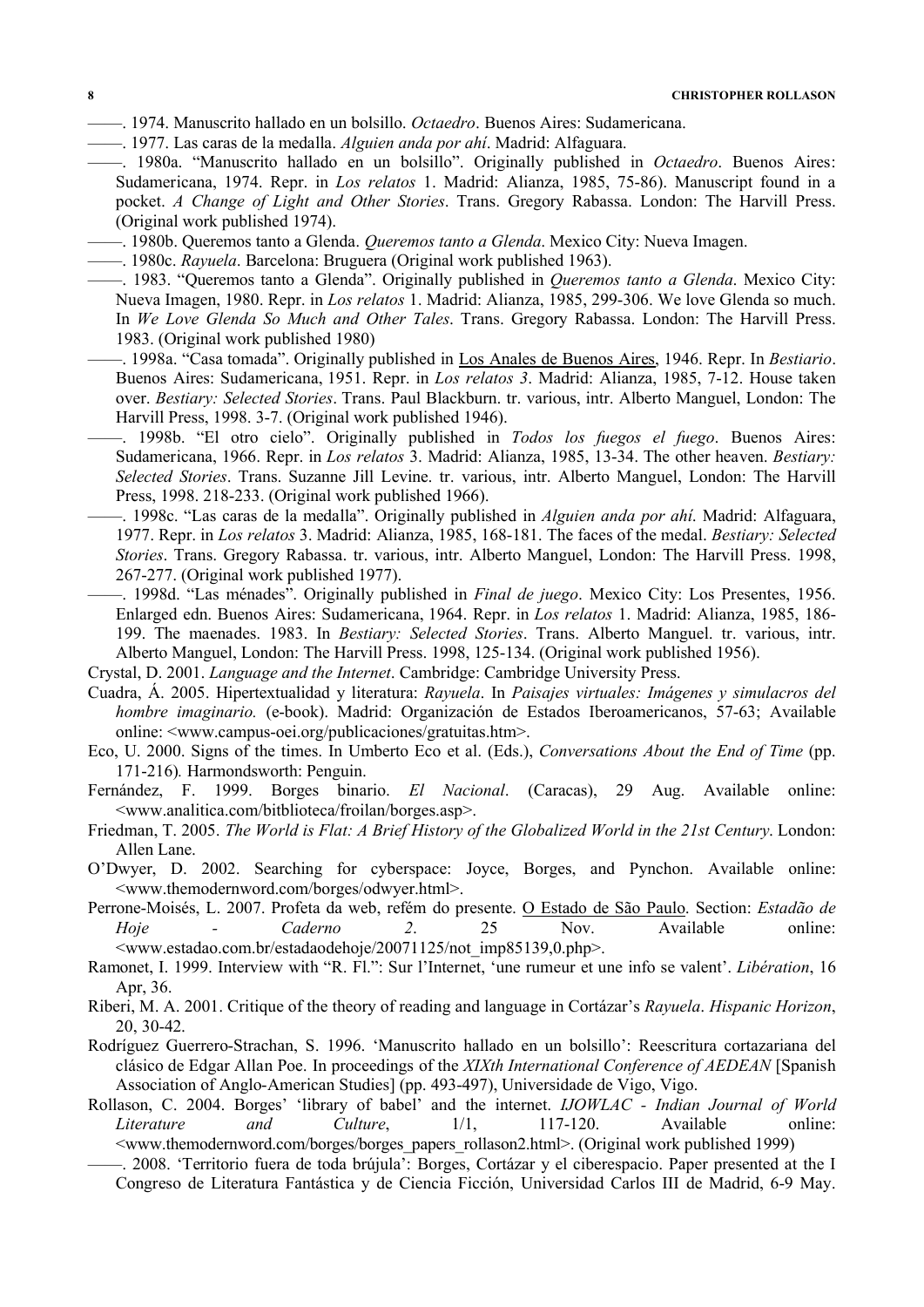——. 1974. Manuscrito hallado en un bolsillo. *Octaedro*. Buenos Aires: Sudamericana.

——. 1977. Las caras de la medalla. *Alguien anda por ahí*. Madrid: Alfaguara.

——. 1980a. "Manuscrito hallado en un bolsillo". Originally published in *Octaedro*. Buenos Aires: Sudamericana, 1974. Repr. in *Los relatos* 1. Madrid: Alianza, 1985, 75-86). Manuscript found in a pocket. *A Change of Light and Other Stories*. Trans. Gregory Rabassa. London: The Harvill Press. (Original work published 1974).

——. 1980b. Queremos tanto a Glenda. *Queremos tanto a Glenda*. Mexico City: Nueva Imagen.

——. 1980c. *Rayuela*. Barcelona: Bruguera (Original work published 1963).

——. 1983. "Queremos tanto a Glenda". Originally published in *Queremos tanto a Glenda*. Mexico City: Nueva Imagen, 1980. Repr. in *Los relatos* 1. Madrid: Alianza, 1985, 299-306. We love Glenda so much. In *We Love Glenda So Much and Other Tales*. Trans. Gregory Rabassa. London: The Harvill Press. 1983. (Original work published 1980)

——. 1998a. "Casa tomada". Originally published in Los Anales de Buenos Aires, 1946. Repr. In *Bestiario*. Buenos Aires: Sudamericana, 1951. Repr. in *Los relatos 3*. Madrid: Alianza, 1985, 7-12. House taken over. *Bestiary: Selected Stories*. Trans. Paul Blackburn. tr. various, intr. Alberto Manguel, London: The Harvill Press, 1998. 3-7. (Original work published 1946).

——. 1998b. "El otro cielo". Originally published in *Todos los fuegos el fuego*. Buenos Aires: Sudamericana, 1966. Repr. in *Los relatos* 3. Madrid: Alianza, 1985, 13-34. The other heaven. *Bestiary: Selected Stories*. Trans. Suzanne Jill Levine. tr. various, intr. Alberto Manguel, London: The Harvill Press, 1998. 218-233. (Original work published 1966).

——. 1998c. "Las caras de la medalla". Originally published in *Alguien anda por ahí*. Madrid: Alfaguara, 1977. Repr. in *Los relatos* 3. Madrid: Alianza, 1985, 168-181. The faces of the medal. *Bestiary: Selected Stories*. Trans. Gregory Rabassa. tr. various, intr. Alberto Manguel, London: The Harvill Press. 1998, 267-277. (Original work published 1977).

——. 1998d. "Las ménades". Originally published in *Final de juego*. Mexico City: Los Presentes, 1956. Enlarged edn. Buenos Aires: Sudamericana, 1964. Repr. in *Los relatos* 1. Madrid: Alianza, 1985, 186-199. The maenades. 1983. In *Bestiary: Selected Stories*. Trans. Alberto Manguel. tr. various, intr. Alberto Manguel, London: The Harvill Press. 1998, 125-134. (Original work published 1956).

Crystal, D. 2001. *Language and the Internet*. Cambridge: Cambridge University Press.

Cuadra, Á. 2005. Hipertextualidad y literatura: *Rayuela*. In *Paisajes virtuales: Imágenes y simulacros del hombre imaginario.* (e-book). Madrid: Organización de Estados Iberoamericanos, 57-63; Available online: <www.campus-oei.org/publicaciones/gratuitas.htm>.

Eco, U. 2000. Signs of the times. In Umberto Eco et al. (Eds.), *Conversations About the End of Time* (pp. 171-216)*.* Harmondsworth: Penguin.

Fernández, F. 1999. Borges binario. *El Nacional*. (Caracas), 29 Aug. Available online: <www.analitica.com/bitblioteca/froilan/borges.asp>.

Friedman, T. 2005. *The World is Flat: A Brief History of the Globalized World in the 21st Century*. London: Allen Lane.

O'Dwyer, D. 2002. Searching for cyberspace: Joyce, Borges, and Pynchon. Available online: <www.themodernword.com/borges/odwyer.html>.

Perrone-Moisés, L. 2007. Profeta da web, refém do presente. O Estado de São Paulo. Section: *Estadão de Hoje - Caderno 2*. 25 Nov. Available online: <www.estadao.com.br/estadaodehoje/20071125/not_imp85139,0.php>.

Ramonet, I. 1999. Interview with "R. Fl.": Sur l'Internet, 'une rumeur et une info se valent'. *Libération*, 16 Apr, 36.

Riberi, M. A. 2001. Critique of the theory of reading and language in Cortázar's *Rayuela*. *Hispanic Horizon*, 20, 30-42.

Rodríguez Guerrero-Strachan, S. 1996. 'Manuscrito hallado en un bolsillo': Reescritura cortazariana del clásico de Edgar Allan Poe. In proceedings of the *XIXth International Conference of AEDEAN* [Spanish Association of Anglo-American Studies] (pp. 493-497), Universidade de Vigo, Vigo.

Rollason, C. 2004. Borges' 'library of babel' and the internet. *IJOWLAC - Indian Journal of World Literature and Culture*, 1/1, 117-120. Available online: <www.themodernword.com/borges/borges_papers_rollason2.html>. (Original work published 1999)

——. 2008. 'Territorio fuera de toda brújula': Borges, Cortázar y el ciberespacio. Paper presented at the I Congreso de Literatura Fantástica y de Ciencia Ficción, Universidad Carlos III de Madrid, 6-9 May.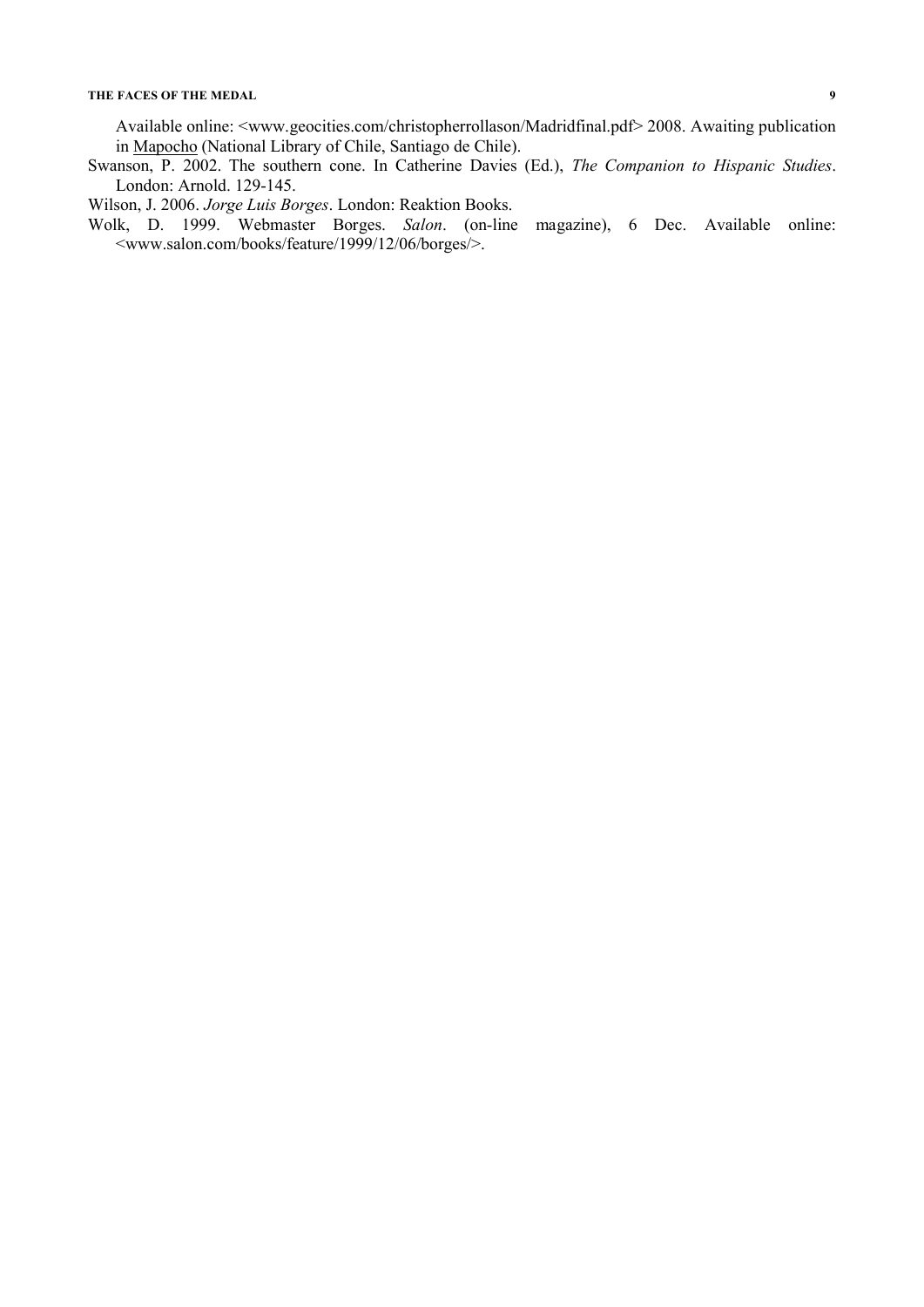Available online: <www.geocities.com/christopherrollason/Madridfinal.pdf> 2008. Awaiting publication in Mapocho (National Library of Chile, Santiago de Chile).

Swanson, P. 2002. The southern cone. In Catherine Davies (Ed.), *The Companion to Hispanic Studies*. London: Arnold. 129-145.

Wilson, J. 2006. *Jorge Luis Borges*. London: Reaktion Books.

Wolk, D. 1999. Webmaster Borges. *Salon*. (on-line magazine), 6 Dec. Available online: <www.salon.com/books/feature/1999/12/06/borges/>.